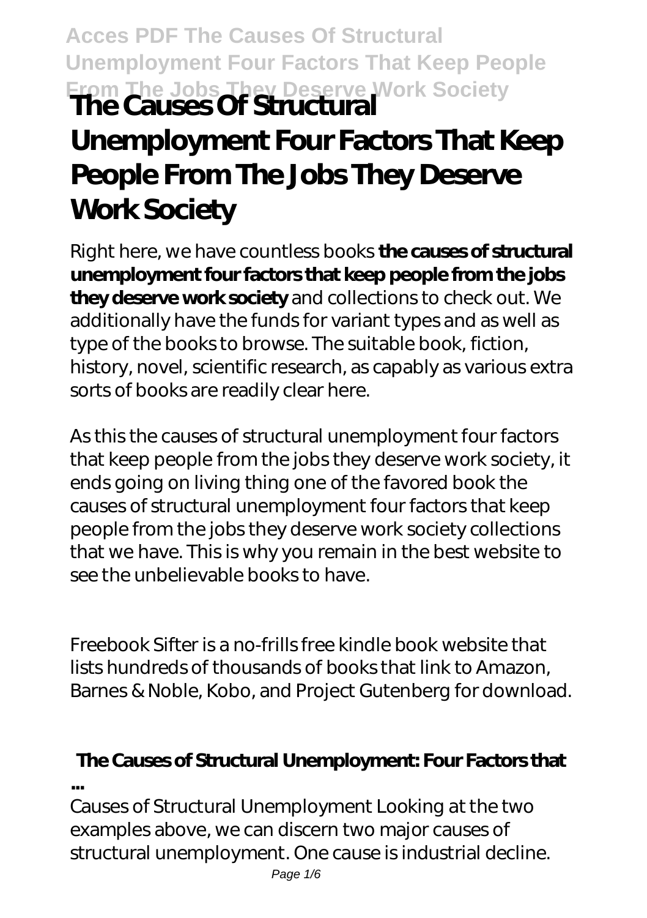# The Causes Of Structural Unemployment Four Factors That Keep People From The Jobs They Deserve Work Society

Right here, we have countless books **the causes of structural unemployment four factors that keep people from the jobs they deserve work society** and collections to check out. We additionally have the funds for variant types and as well as type of the books to browse. The suitable book, fiction, history, novel, scientific research, as capably as various extra sorts of books are readily clear here.

As this the causes of structural unemployment four factors that keep people from the jobs they deserve work society, it ends going on living thing one of the favored book the causes of structural unemployment four factors that keep people from the jobs they deserve work society collections that we have. This is why you remain in the best website to see the unbelievable books to have.

Freebook Sifter is a no-frills free kindle book website that lists hundreds of thousands of books that link to Amazon, Barnes & Noble, Kobo, and Project Gutenberg for download.

## **The Causes of Structural Unemployment: Four Factors that ...**

Causes of Structural Unemployment Looking at the two examples above, we can discern two major causes of structural unemployment. One cause is industrial decline.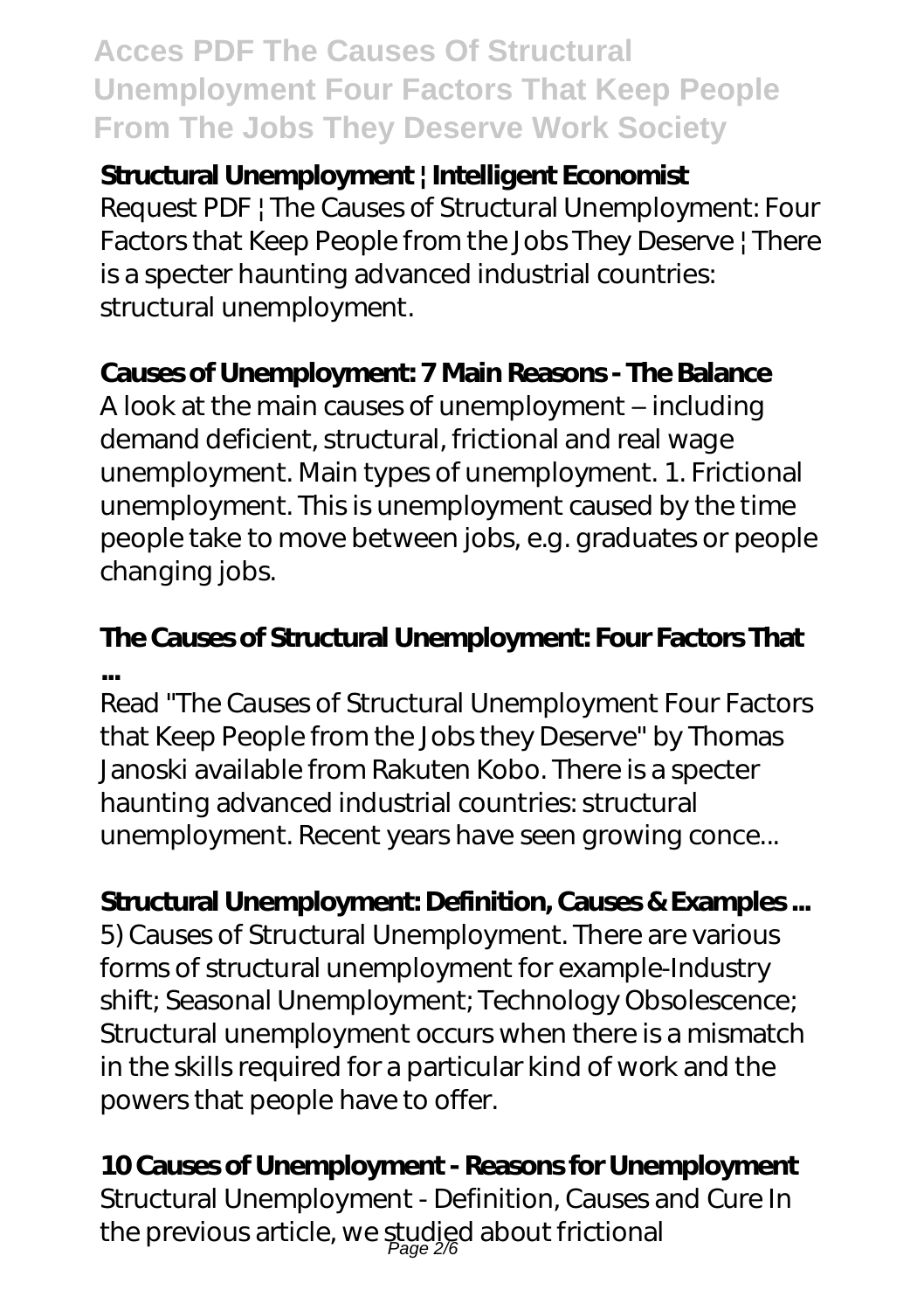**Structural Unemployment | Intelligent Economist**

Request PDF | The Causes of Structural Unemployment: Four Factors that Keep People from the Jobs They Deserve | There is a specter haunting advanced industrial countries: structural unemployment.

**Causes of Unemployment: 7 Main Reasons - The Balance**

A look at the main causes of unemployment – including demand deficient, structural, frictional and real wage unemployment. Main types of unemployment. 1. Frictional unemployment. This is unemployment caused by the time people take to move between jobs, e.g. graduates or people changing jobs.

**The Causes of Structural Unemployment: Four Factors That ...**

Read "The Causes of Structural Unemployment Four Factors that Keep People from the Jobs they Deserve" by Thomas Janoski available from Rakuten Kobo. There is a specter haunting advanced industrial countries: structural unemployment. Recent years have seen growing conce...

**Structural Unemployment: Definition, Causes & Examples ...**

5) Causes of Structural Unemployment. There are various forms of structural unemployment for example-Industry shift; Seasonal Unemployment; Technology Obsolescence; Structural unemployment occurs when there is a mismatch in the skills required for a particular kind of work and the powers that people have to offer.

**10 Causes of Unemployment - Reasons for Unemployment**

Structural Unemployment - Definition, Causes and Cure In the previous article, we studied about frictional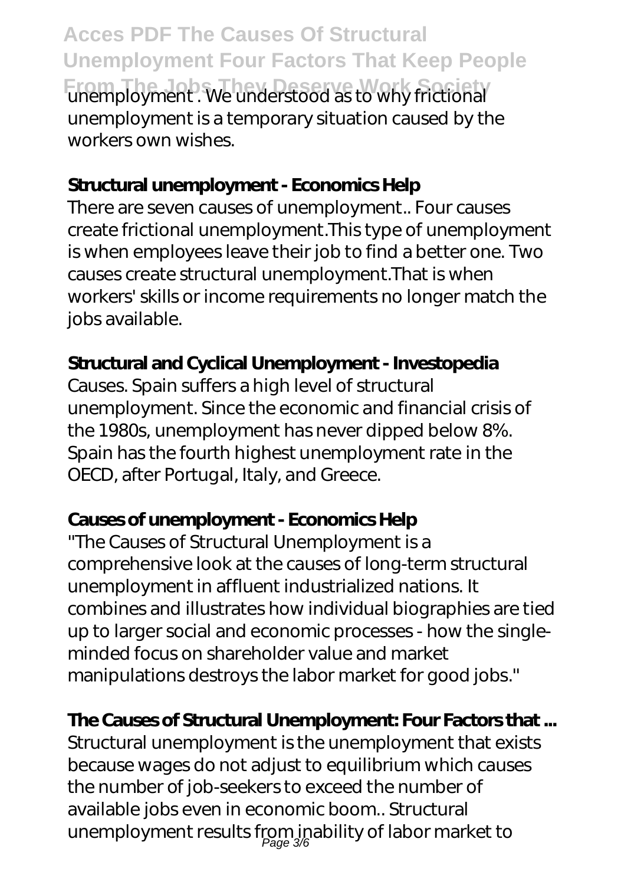unemployment . We understood as to why frictional unemployment is a temporary situation caused by the workers own wishes.

**Structural unemployment - Economics Help**

There are seven causes of unemployment.. Four causes create frictional unemployment.This type of unemployment is when employees leave their job to find a better one. Two causes create structural unemployment.That is when workers' skills or income requirements no longer match the jobs available.

**Structural and Cyclical Unemployment - Investopedia**

Causes. Spain suffers a high level of structural unemployment. Since the economic and financial crisis of the 1980s, unemployment has never dipped below 8%. Spain has the fourth highest unemployment rate in the OECD, after Portugal, Italy, and Greece.

**Causes of unemployment - Economics Help**

"The Causes of Structural Unemployment is a comprehensive look at the causes of long-term structural unemployment in affluent industrialized nations. It combines and illustrates how individual biographies are tied up to larger social and economic processes - how the single-minded focus on shareholder value and market manipulations destroys the labor market for good jobs."

**The Causes of Structural Unemployment: Four Factors that ...**

Structural unemployment is the unemployment that exists because wages do not adjust to equilibrium which causes the number of job-seekers to exceed the number of available jobs even in economic boom.. Structural unemployment results from inability of labor market to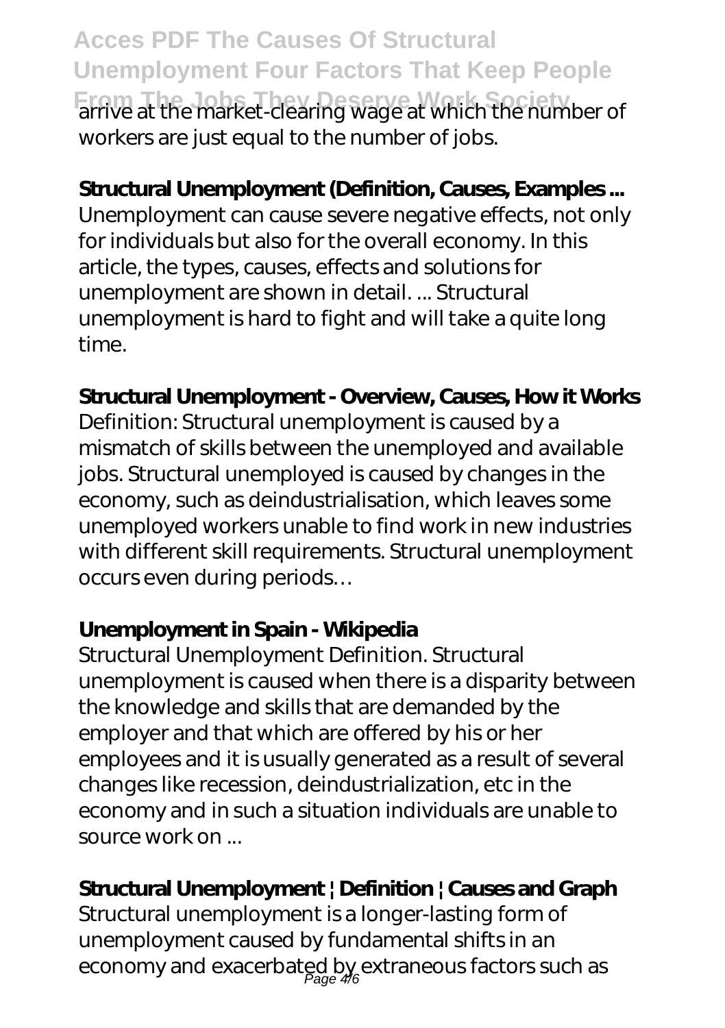arrive at the market-clearing wage at which the number of workers are just equal to the number of jobs.

**Structural Unemployment (Definition, Causes, Examples ...**

Unemployment can cause severe negative effects, not only for individuals but also for the overall economy. In this article, the types, causes, effects and solutions for unemployment are shown in detail. ... Structural unemployment is hard to fight and will take a quite long time.

**Structural Unemployment - Overview, Causes, How it Works**

Definition: Structural unemployment is caused by a mismatch of skills between the unemployed and available jobs. Structural unemployed is caused by changes in the economy, such as deindustrialisation, which leaves some unemployed workers unable to find work in new industries with different skill requirements. Structural unemployment occurs even during periods…

**Unemployment in Spain - Wikipedia**

Structural Unemployment Definition. Structural unemployment is caused when there is a disparity between the knowledge and skills that are demanded by the employer and that which are offered by his or her employees and it is usually generated as a result of several changes like recession, deindustrialization, etc in the economy and in such a situation individuals are unable to source work on ...

**Structural Unemployment | Definition | Causes and Graph**

Structural unemployment is a longer-lasting form of unemployment caused by fundamental shifts in an economy and exacerbated by extraneous factors such as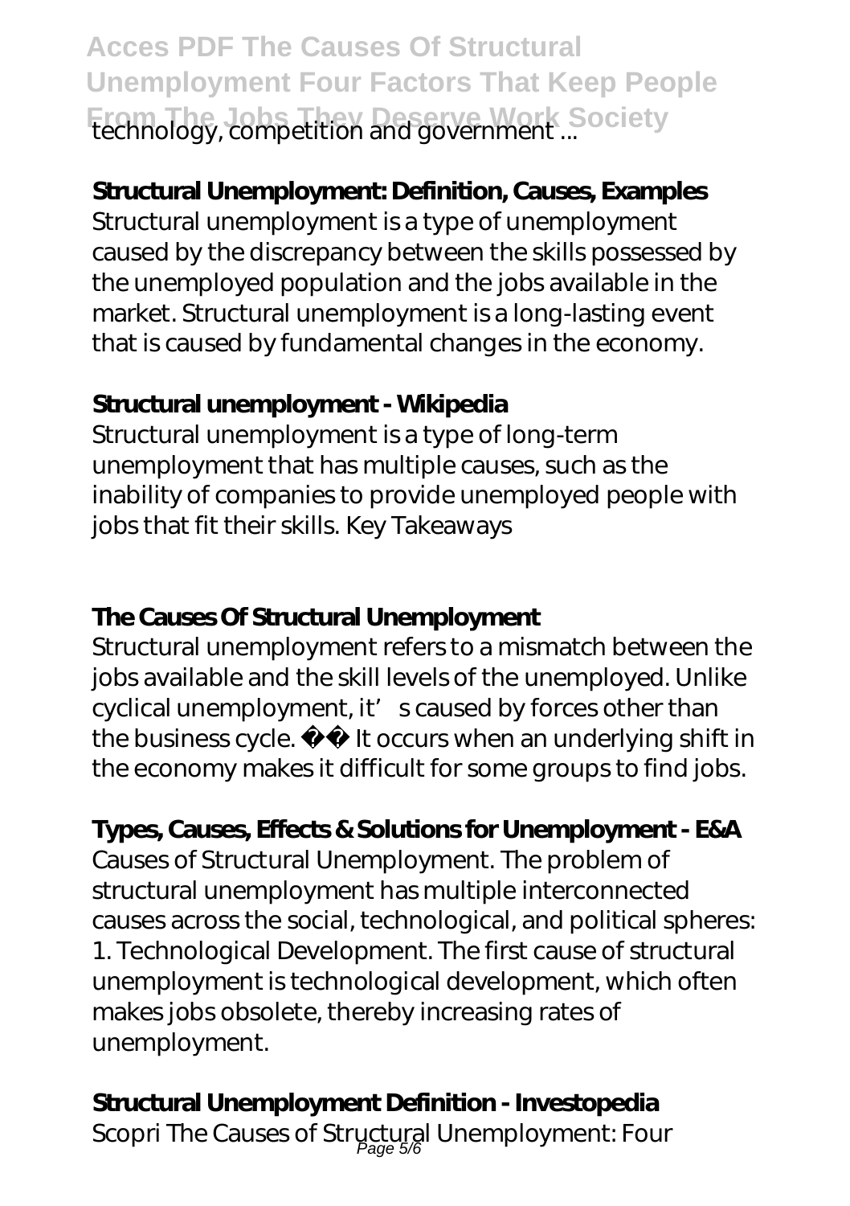technology, competition and government ...

**Structural Unemployment: Definition, Causes, Examples**

Structural unemployment is a type of unemployment caused by the discrepancy between the skills possessed by the unemployed population and the jobs available in the market. Structural unemployment is a long-lasting event that is caused by fundamental changes in the economy.

**Structural unemployment - Wikipedia**

Structural unemployment is a type of long-term unemployment that has multiple causes, such as the inability of companies to provide unemployed people with jobs that fit their skills. Key Takeaways

**The Causes Of Structural Unemployment**

Structural unemployment refers to a mismatch between the jobs available and the skill levels of the unemployed. Unlike cyclical unemployment, it's caused by forces other than the business cycle. It occurs when an underlying shift in the economy makes it difficult for some groups to find jobs.

**Types, Causes, Effects & Solutions for Unemployment - E&A**

Causes of Structural Unemployment. The problem of structural unemployment has multiple interconnected causes across the social, technological, and political spheres: 1. Technological Development. The first cause of structural unemployment is technological development, which often makes jobs obsolete, thereby increasing rates of unemployment.

**Structural Unemployment Definition - Investopedia**

Scopri The Causes of Structural Unemployment: Four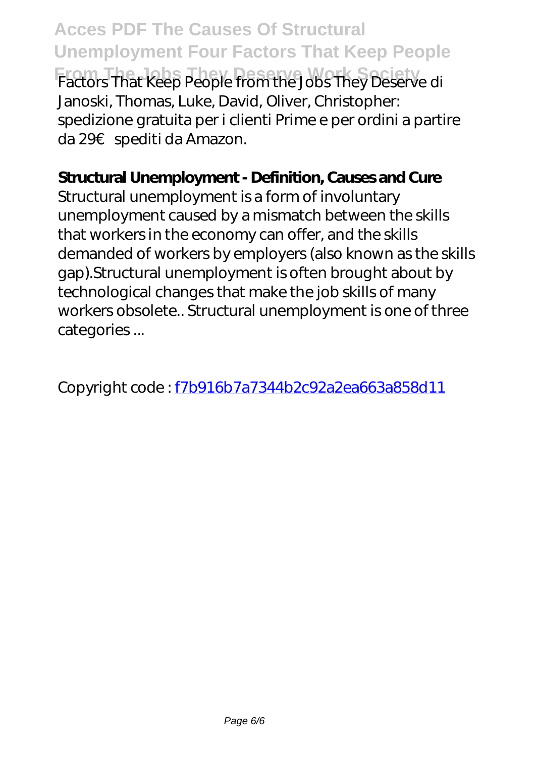Factors That Keep People from the Jobs They Deserve di Janoski, Thomas, Luke, David, Oliver, Christopher: spedizione gratuita per i clienti Prime e per ordini a partire da 29€ spediti da Amazon.

**Structural Unemployment - Definition, Causes and Cure**

Structural unemployment is a form of involuntary unemployment caused by a mismatch between the skills that workers in the economy can offer, and the skills demanded of workers by employers (also known as the skills gap).Structural unemployment is often brought about by technological changes that make the job skills of many workers obsolete.. Structural unemployment is one of three categories ...

Copyright code : f7b916b7a7344b2c92a2ea663a858d11